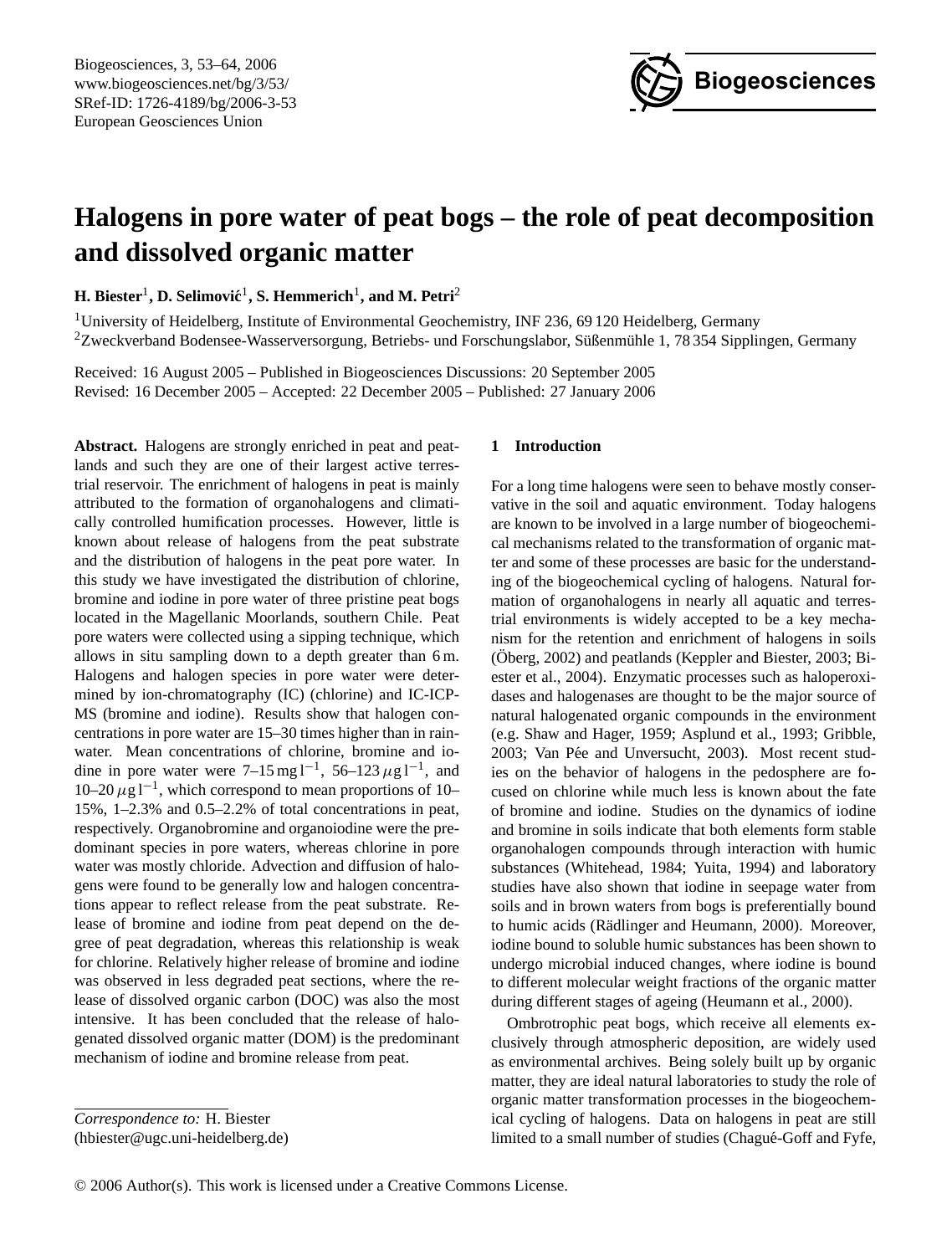# Halogens in pore water of peat bogs – the role of peat decomposition and dissolved organic matter

**H. Biester**[1], **D. Selimović**[1], **S. Hemmerich**[1], **and M. Petri**[2]

[1]University of Heidelberg, Institute of Environmental Geochemistry, INF 236, 69 120 Heidelberg, Germany
[2]Zweckverband Bodensee-Wasserversorgung, Betriebs- und Forschungslabor, Süßenmühle 1, 78 354 Sipplingen, Germany

Received: 16 August 2005 – Published in Biogeosciences Discussions: 20 September 2005
Revised: 16 December 2005 – Accepted: 22 December 2005 – Published: 27 January 2006

**Abstract.** Halogens are strongly enriched in peat and peatlands and such they are one of their largest active terrestrial reservoir. The enrichment of halogens in peat is mainly attributed to the formation of organohalogens and climatically controlled humification processes. However, little is known about release of halogens from the peat substrate and the distribution of halogens in the peat pore water. In this study we have investigated the distribution of chlorine, bromine and iodine in pore water of three pristine peat bogs located in the Magellanic Moorlands, southern Chile. Peat pore waters were collected using a sipping technique, which allows in situ sampling down to a depth greater than 6 m. Halogens and halogen species in pore water were determined by ion-chromatography (IC) (chlorine) and IC-ICP-MS (bromine and iodine). Results show that halogen concentrations in pore water are 15–30 times higher than in rainwater. Mean concentrations of chlorine, bromine and iodine in pore water were 7–15 mg l$^{-1}$, 56–123 $\mu$g l$^{-1}$, and 10–20 $\mu$g l$^{-1}$, which correspond to mean proportions of 10–15%, 1–2.3% and 0.5–2.2% of total concentrations in peat, respectively. Organobromine and organoiodine were the predominant species in pore waters, whereas chlorine in pore water was mostly chloride. Advection and diffusion of halogens were found to be generally low and halogen concentrations appear to reflect release from the peat substrate. Release of bromine and iodine from peat depend on the degree of peat degradation, whereas this relationship is weak for chlorine. Relatively higher release of bromine and iodine was observed in less degraded peat sections, where the release of dissolved organic carbon (DOC) was also the most intensive. It has been concluded that the release of halogenated dissolved organic matter (DOM) is the predominant mechanism of iodine and bromine release from peat.

*Correspondence to:* H. Biester
(hbiester@ugc.uni-heidelberg.de)

## 1 Introduction

For a long time halogens were seen to behave mostly conservative in the soil and aquatic environment. Today halogens are known to be involved in a large number of biogeochemical mechanisms related to the transformation of organic matter and some of these processes are basic for the understanding of the biogeochemical cycling of halogens. Natural formation of organohalogens in nearly all aquatic and terrestrial environments is widely accepted to be a key mechanism for the retention and enrichment of halogens in soils (Öberg, 2002) and peatlands (Keppler and Biester, 2003; Biester et al., 2004). Enzymatic processes such as haloperoxidases and halogenases are thought to be the major source of natural halogenated organic compounds in the environment (e.g. Shaw and Hager, 1959; Asplund et al., 1993; Gribble, 2003; Van Pée and Unversucht, 2003). Most recent studies on the behavior of halogens in the pedosphere are focused on chlorine while much less is known about the fate of bromine and iodine. Studies on the dynamics of iodine and bromine in soils indicate that both elements form stable organohalogen compounds through interaction with humic substances (Whitehead, 1984; Yuita, 1994) and laboratory studies have also shown that iodine in seepage water from soils and in brown waters from bogs is preferentially bound to humic acids (Rädlinger and Heumann, 2000). Moreover, iodine bound to soluble humic substances has been shown to undergo microbial induced changes, where iodine is bound to different molecular weight fractions of the organic matter during different stages of ageing (Heumann et al., 2000).

Ombrotrophic peat bogs, which receive all elements exclusively through atmospheric deposition, are widely used as environmental archives. Being solely built up by organic matter, they are ideal natural laboratories to study the role of organic matter transformation processes in the biogeochemical cycling of halogens. Data on halogens in peat are still limited to a small number of studies (Chagué-Goff and Fyfe,

© 2006 Author(s). This work is licensed under a Creative Commons License.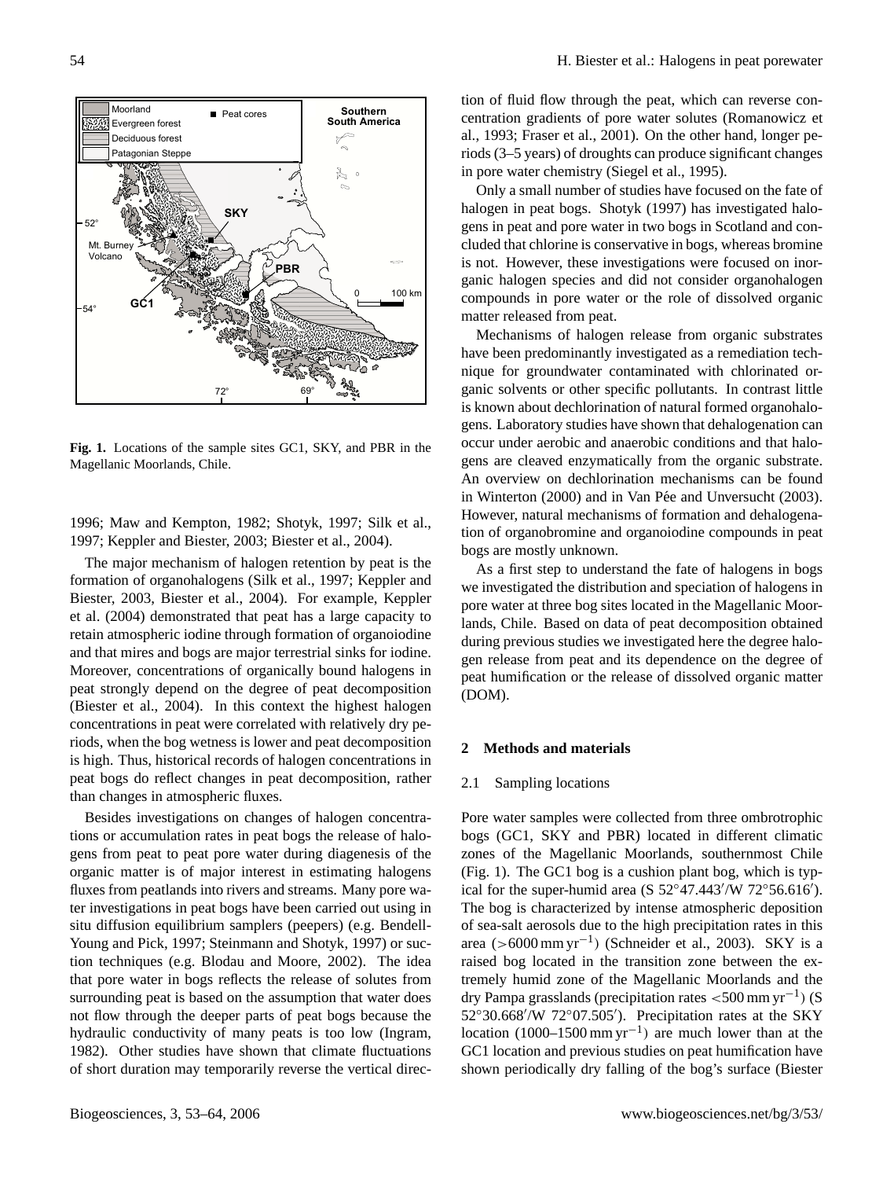**Fig. 1.** Locations of the sample sites GC1, SKY, and PBR in the Magellanic Moorlands, Chile.

1996; Maw and Kempton, 1982; Shotyk, 1997; Silk et al., 1997; Keppler and Biester, 2003; Biester et al., 2004).

The major mechanism of halogen retention by peat is the formation of organohalogens (Silk et al., 1997; Keppler and Biester, 2003, Biester et al., 2004). For example, Keppler et al. (2004) demonstrated that peat has a large capacity to retain atmospheric iodine through formation of organoiodine and that mires and bogs are major terrestrial sinks for iodine. Moreover, concentrations of organically bound halogens in peat strongly depend on the degree of peat decomposition (Biester et al., 2004). In this context the highest halogen concentrations in peat were correlated with relatively dry periods, when the bog wetness is lower and peat decomposition is high. Thus, historical records of halogen concentrations in peat bogs do reflect changes in peat decomposition, rather than changes in atmospheric fluxes.

Besides investigations on changes of halogen concentrations or accumulation rates in peat bogs the release of halogens from peat to peat pore water during diagenesis of the organic matter is of major interest in estimating halogens fluxes from peatlands into rivers and streams. Many pore water investigations in peat bogs have been carried out using in situ diffusion equilibrium samplers (peepers) (e.g. Bendell-Young and Pick, 1997; Steinmann and Shotyk, 1997) or suction techniques (e.g. Blodau and Moore, 2002). The idea that pore water in bogs reflects the release of solutes from surrounding peat is based on the assumption that water does not flow through the deeper parts of peat bogs because the hydraulic conductivity of many peats is too low (Ingram, 1982). Other studies have shown that climate fluctuations of short duration may temporarily reverse the vertical direction of fluid flow through the peat, which can reverse concentration gradients of pore water solutes (Romanowicz et al., 1993; Fraser et al., 2001). On the other hand, longer periods (3–5 years) of droughts can produce significant changes in pore water chemistry (Siegel et al., 1995).

Only a small number of studies have focused on the fate of halogen in peat bogs. Shotyk (1997) has investigated halogens in peat and pore water in two bogs in Scotland and concluded that chlorine is conservative in bogs, whereas bromine is not. However, these investigations were focused on inorganic halogen species and did not consider organohalogen compounds in pore water or the role of dissolved organic matter released from peat.

Mechanisms of halogen release from organic substrates have been predominantly investigated as a remediation technique for groundwater contaminated with chlorinated organic solvents or other specific pollutants. In contrast little is known about dechlorination of natural formed organohalogens. Laboratory studies have shown that dehalogenation can occur under aerobic and anaerobic conditions and that halogens are cleaved enzymatically from the organic substrate. An overview on dechlorination mechanisms can be found in Winterton (2000) and in Van Pée and Unversucht (2003). However, natural mechanisms of formation and dehalogenation of organobromine and organoiodine compounds in peat bogs are mostly unknown.

As a first step to understand the fate of halogens in bogs we investigated the distribution and speciation of halogens in pore water at three bog sites located in the Magellanic Moorlands, Chile. Based on data of peat decomposition obtained during previous studies we investigated here the degree halogen release from peat and its dependence on the degree of peat humification or the release of dissolved organic matter (DOM).

## 2 Methods and materials

### 2.1 Sampling locations

Pore water samples were collected from three ombrotrophic bogs (GC1, SKY and PBR) located in different climatic zones of the Magellanic Moorlands, southernmost Chile (Fig. 1). The GC1 bog is a cushion plant bog, which is typical for the super-humid area (S 52°47.443′/W 72°56.616′). The bog is characterized by intense atmospheric deposition of sea-salt aerosols due to the high precipitation rates in this area (>6000 mm $yr^{-1}$) (Schneider et al., 2003). SKY is a raised bog located in the transition zone between the extremely humid zone of the Magellanic Moorlands and the dry Pampa grasslands (precipitation rates <500 mm $yr^{-1}$) (S 52°30.668′/W 72°07.505′). Precipitation rates at the SKY location (1000–1500 mm $yr^{-1}$) are much lower than at the GC1 location and previous studies on peat humification have shown periodically dry falling of the bog's surface (Biester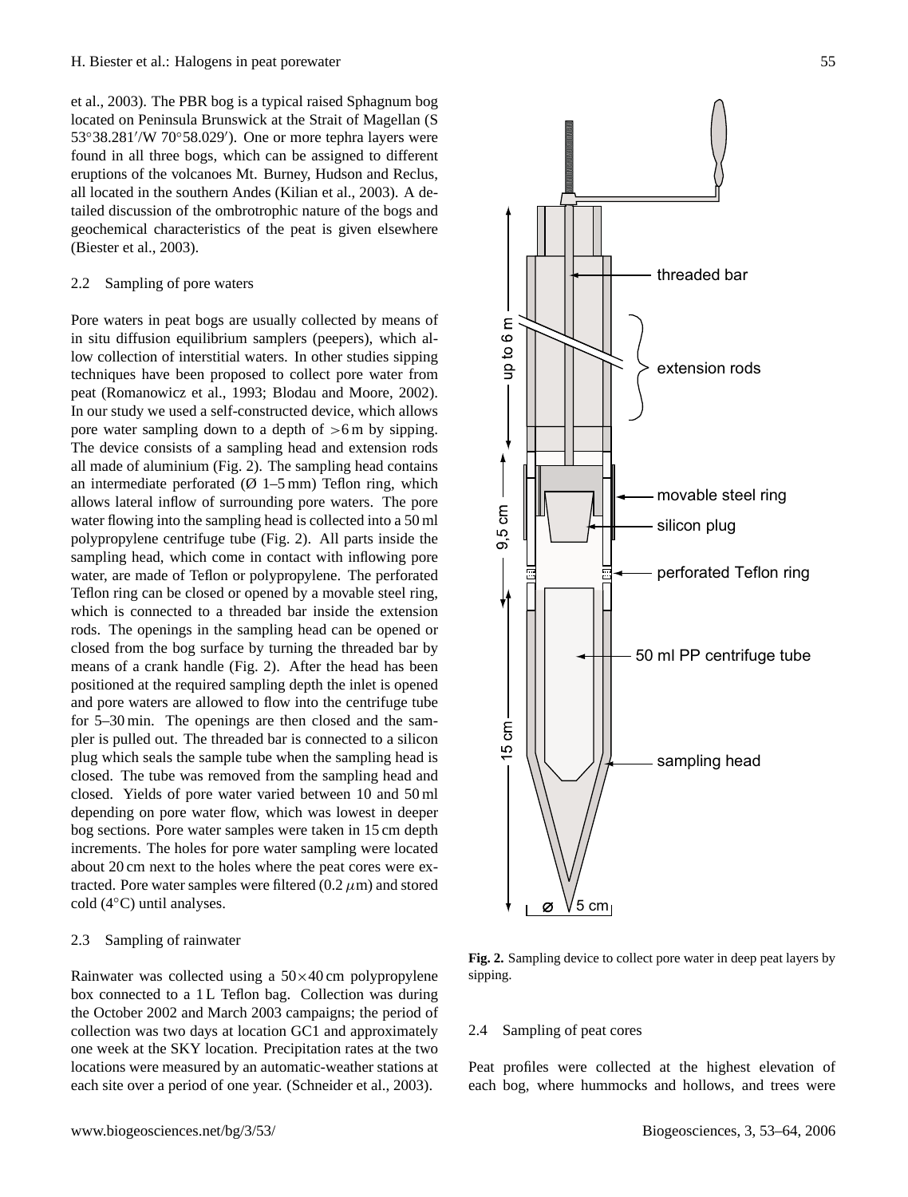et al., 2003). The PBR bog is a typical raised Sphagnum bog located on Peninsula Brunswick at the Strait of Magellan (S 53°38.281′/W 70°58.029′). One or more tephra layers were found in all three bogs, which can be assigned to different eruptions of the volcanoes Mt. Burney, Hudson and Reclus, all located in the southern Andes (Kilian et al., 2003). A detailed discussion of the ombrotrophic nature of the bogs and geochemical characteristics of the peat is given elsewhere (Biester et al., 2003).

### 2.2 Sampling of pore waters

Pore waters in peat bogs are usually collected by means of in situ diffusion equilibrium samplers (peepers), which allow collection of interstitial waters. In other studies sipping techniques have been proposed to collect pore water from peat (Romanowicz et al., 1993; Blodau and Moore, 2002). In our study we used a self-constructed device, which allows pore water sampling down to a depth of >6 m by sipping. The device consists of a sampling head and extension rods all made of aluminium (Fig. 2). The sampling head contains an intermediate perforated (Ø 1–5 mm) Teflon ring, which allows lateral inflow of surrounding pore waters. The pore water flowing into the sampling head is collected into a 50 ml polypropylene centrifuge tube (Fig. 2). All parts inside the sampling head, which come in contact with inflowing pore water, are made of Teflon or polypropylene. The perforated Teflon ring can be closed or opened by a movable steel ring, which is connected to a threaded bar inside the extension rods. The openings in the sampling head can be opened or closed from the bog surface by turning the threaded bar by means of a crank handle (Fig. 2). After the head has been positioned at the required sampling depth the inlet is opened and pore waters are allowed to flow into the centrifuge tube for 5–30 min. The openings are then closed and the sampler is pulled out. The threaded bar is connected to a silicon plug which seals the sample tube when the sampling head is closed. The tube was removed from the sampling head and closed. Yields of pore water varied between 10 and 50 ml depending on pore water flow, which was lowest in deeper bog sections. Pore water samples were taken in 15 cm depth increments. The holes for pore water sampling were located about 20 cm next to the holes where the peat cores were extracted. Pore water samples were filtered (0.2 $\mu$m) and stored cold (4°C) until analyses.

### 2.3 Sampling of rainwater

Rainwater was collected using a 50×40 cm polypropylene box connected to a 1 L Teflon bag. Collection was during the October 2002 and March 2003 campaigns; the period of collection was two days at location GC1 and approximately one week at the SKY location. Precipitation rates at the two locations were measured by an automatic-weather stations at each site over a period of one year. (Schneider et al., 2003).

**Fig. 2.** Sampling device to collect pore water in deep peat layers by sipping.

### 2.4 Sampling of peat cores

Peat profiles were collected at the highest elevation of each bog, where hummocks and hollows, and trees were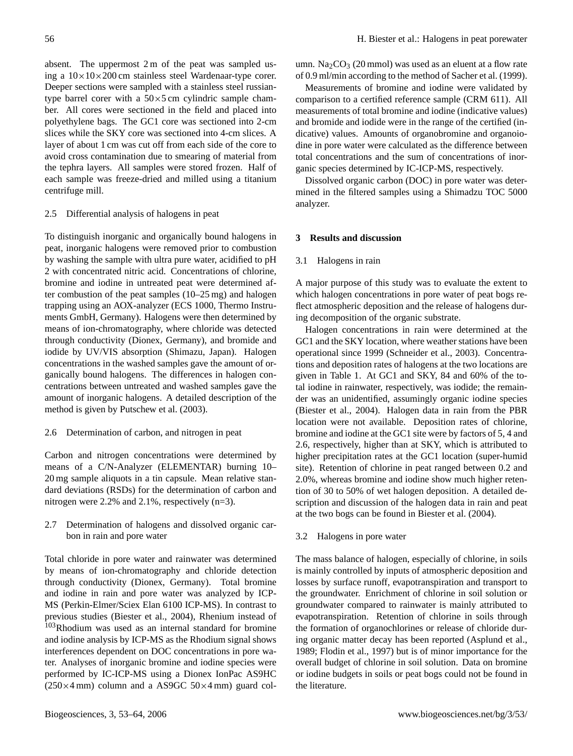absent. The uppermost 2 m of the peat was sampled using a $10\times10\times200$ cm stainless steel Wardenaar-type corer. Deeper sections were sampled with a stainless steel russian-type barrel corer with a $50\times5$ cm cylindric sample chamber. All cores were sectioned in the field and placed into polyethylene bags. The GC1 core was sectioned into 2-cm slices while the SKY core was sectioned into 4-cm slices. A layer of about 1 cm was cut off from each side of the core to avoid cross contamination due to smearing of material from the tephra layers. All samples were stored frozen. Half of each sample was freeze-dried and milled using a titanium centrifuge mill.

### 2.5 Differential analysis of halogens in peat

To distinguish inorganic and organically bound halogens in peat, inorganic halogens were removed prior to combustion by washing the sample with ultra pure water, acidified to pH 2 with concentrated nitric acid. Concentrations of chlorine, bromine and iodine in untreated peat were determined after combustion of the peat samples (10–25 mg) and halogen trapping using an AOX-analyzer (ECS 1000, Thermo Instruments GmbH, Germany). Halogens were then determined by means of ion-chromatography, where chloride was detected through conductivity (Dionex, Germany), and bromide and iodide by UV/VIS absorption (Shimazu, Japan). Halogen concentrations in the washed samples gave the amount of organically bound halogens. The differences in halogen concentrations between untreated and washed samples gave the amount of inorganic halogens. A detailed description of the method is given by Putschew et al. (2003).

### 2.6 Determination of carbon, and nitrogen in peat

Carbon and nitrogen concentrations were determined by means of a C/N-Analyzer (ELEMENTAR) burning 10–20 mg sample aliquots in a tin capsule. Mean relative standard deviations (RSDs) for the determination of carbon and nitrogen were 2.2% and 2.1%, respectively (n=3).

### 2.7 Determination of halogens and dissolved organic carbon in rain and pore water

Total chloride in pore water and rainwater was determined by means of ion-chromatography and chloride detection through conductivity (Dionex, Germany). Total bromine and iodine in rain and pore water was analyzed by ICP-MS (Perkin-Elmer/Sciex Elan 6100 ICP-MS). In contrast to previous studies (Biester et al., 2004), Rhenium instead of $^{103}$Rhodium was used as an internal standard for bromine and iodine analysis by ICP-MS as the Rhodium signal shows interferences dependent on DOC concentrations in pore water. Analyses of inorganic bromine and iodine species were performed by IC-ICP-MS using a Dionex IonPac AS9HC ($250\times4$ mm) column and a AS9GC $50\times4$ mm) guard column. $Na_2CO_3$ (20 mmol) was used as an eluent at a flow rate of 0.9 ml/min according to the method of Sacher et al. (1999).

Measurements of bromine and iodine were validated by comparison to a certified reference sample (CRM 611). All measurements of total bromine and iodine (indicative values) and bromide and iodide were in the range of the certified (indicative) values. Amounts of organobromine and organoiodine in pore water were calculated as the difference between total concentrations and the sum of concentrations of inorganic species determined by IC-ICP-MS, respectively.

Dissolved organic carbon (DOC) in pore water was determined in the filtered samples using a Shimadzu TOC 5000 analyzer.

## 3 Results and discussion

### 3.1 Halogens in rain

A major purpose of this study was to evaluate the extent to which halogen concentrations in pore water of peat bogs reflect atmospheric deposition and the release of halogens during decomposition of the organic substrate.

Halogen concentrations in rain were determined at the GC1 and the SKY location, where weather stations have been operational since 1999 (Schneider et al., 2003). Concentrations and deposition rates of halogens at the two locations are given in Table 1. At GC1 and SKY, 84 and 60% of the total iodine in rainwater, respectively, was iodide; the remainder was an unidentified, assumingly organic iodine species (Biester et al., 2004). Halogen data in rain from the PBR location were not available. Deposition rates of chlorine, bromine and iodine at the GC1 site were by factors of 5, 4 and 2.6, respectively, higher than at SKY, which is attributed to higher precipitation rates at the GC1 location (super-humid site). Retention of chlorine in peat ranged between 0.2 and 2.0%, whereas bromine and iodine show much higher retention of 30 to 50% of wet halogen deposition. A detailed description and discussion of the halogen data in rain and peat at the two bogs can be found in Biester et al. (2004).

### 3.2 Halogens in pore water

The mass balance of halogen, especially of chlorine, in soils is mainly controlled by inputs of atmospheric deposition and losses by surface runoff, evapotranspiration and transport to the groundwater. Enrichment of chlorine in soil solution or groundwater compared to rainwater is mainly attributed to evapotranspiration. Retention of chlorine in soils through the formation of organochlorines or release of chloride during organic matter decay has been reported (Asplund et al., 1989; Flodin et al., 1997) but is of minor importance for the overall budget of chlorine in soil solution. Data on bromine or iodine budgets in soils or peat bogs could not be found in the literature.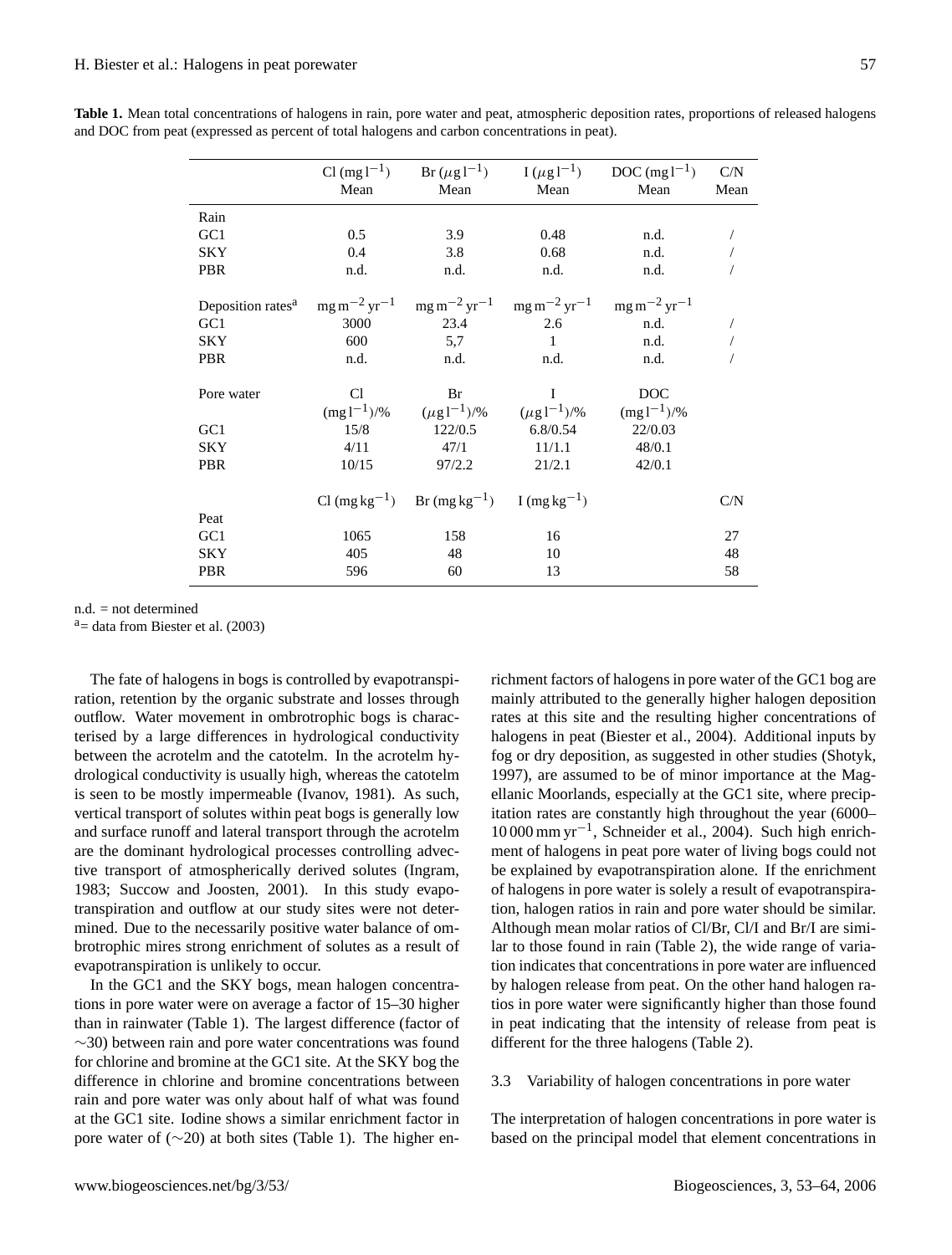**Table 1.** Mean total concentrations of halogens in rain, pore water and peat, atmospheric deposition rates, proportions of released halogens and DOC from peat (expressed as percent of total halogens and carbon concentrations in peat).

| | Cl ($mg\,l^{-1}$) Mean | Br ($\mu g\,l^{-1}$) Mean | I ($\mu g\,l^{-1}$) Mean | DOC ($mg\,l^{-1}$) Mean | C/N Mean |
|---|---|---|---|---|---|
| Rain | | | | | |
| GC1 | 0.5 | 3.9 | 0.48 | n.d. | / |
| SKY | 0.4 | 3.8 | 0.68 | n.d. | / |
| PBR | n.d. | n.d. | n.d. | n.d. | / |
| Deposition rates[a] | $mg\,m^{-2}\,yr^{-1}$ | $mg\,m^{-2}\,yr^{-1}$ | $mg\,m^{-2}\,yr^{-1}$ | $mg\,m^{-2}\,yr^{-1}$ | |
| GC1 | 3000 | 23.4 | 2.6 | n.d. | / |
| SKY | 600 | 5,7 | 1 | n.d. | / |
| PBR | n.d. | n.d. | n.d. | n.d. | / |
| Pore water | Cl ($mg\,l^{-1}$)/% | Br ($\mu g\,l^{-1}$)/% | I ($\mu g\,l^{-1}$)/% | DOC ($mg\,l^{-1}$)/% | |
| GC1 | 15/8 | 122/0.5 | 6.8/0.54 | 22/0.03 | |
| SKY | 4/11 | 47/1 | 11/1.1 | 48/0.1 | |
| PBR | 10/15 | 97/2.2 | 21/2.1 | 42/0.1 | |
| | Cl ($mg\,kg^{-1}$) | Br ($mg\,kg^{-1}$) | I ($mg\,kg^{-1}$) | | C/N |
| Peat | | | | | |
| GC1 | 1065 | 158 | 16 | | 27 |
| SKY | 405 | 48 | 10 | | 48 |
| PBR | 596 | 60 | 13 | | 58 |

n.d. = not determined

[a]= data from Biester et al. (2003)

The fate of halogens in bogs is controlled by evapotranspiration, retention by the organic substrate and losses through outflow. Water movement in ombrotrophic bogs is characterised by a large differences in hydrological conductivity between the acrotelm and the catotelm. In the acrotelm hydrological conductivity is usually high, whereas the catotelm is seen to be mostly impermeable (Ivanov, 1981). As such, vertical transport of solutes within peat bogs is generally low and surface runoff and lateral transport through the acrotelm are the dominant hydrological processes controlling advective transport of atmospherically derived solutes (Ingram, 1983; Succow and Joosten, 2001). In this study evapotranspiration and outflow at our study sites were not determined. Due to the necessarily positive water balance of ombrotrophic mires strong enrichment of solutes as a result of evapotranspiration is unlikely to occur.

In the GC1 and the SKY bogs, mean halogen concentrations in pore water were on average a factor of 15–30 higher than in rainwater (Table 1). The largest difference (factor of ~30) between rain and pore water concentrations was found for chlorine and bromine at the GC1 site. At the SKY bog the difference in chlorine and bromine concentrations between rain and pore water was only about half of what was found at the GC1 site. Iodine shows a similar enrichment factor in pore water of (~20) at both sites (Table 1). The higher enrichment factors of halogens in pore water of the GC1 bog are mainly attributed to the generally higher halogen deposition rates at this site and the resulting higher concentrations of halogens in peat (Biester et al., 2004). Additional inputs by fog or dry deposition, as suggested in other studies (Shotyk, 1997), are assumed to be of minor importance at the Magellanic Moorlands, especially at the GC1 site, where precipitation rates are constantly high throughout the year (6000–10 000 $mm\,yr^{-1}$, Schneider et al., 2004). Such high enrichment of halogens in peat pore water of living bogs could not be explained by evapotranspiration alone. If the enrichment of halogens in pore water is solely a result of evapotranspiration, halogen ratios in rain and pore water should be similar. Although mean molar ratios of Cl/Br, Cl/I and Br/I are similar to those found in rain (Table 2), the wide range of variation indicates that concentrations in pore water are influenced by halogen release from peat. On the other hand halogen ratios in pore water were significantly higher than those found in peat indicating that the intensity of release from peat is different for the three halogens (Table 2).

### 3.3 Variability of halogen concentrations in pore water

The interpretation of halogen concentrations in pore water is based on the principal model that element concentrations in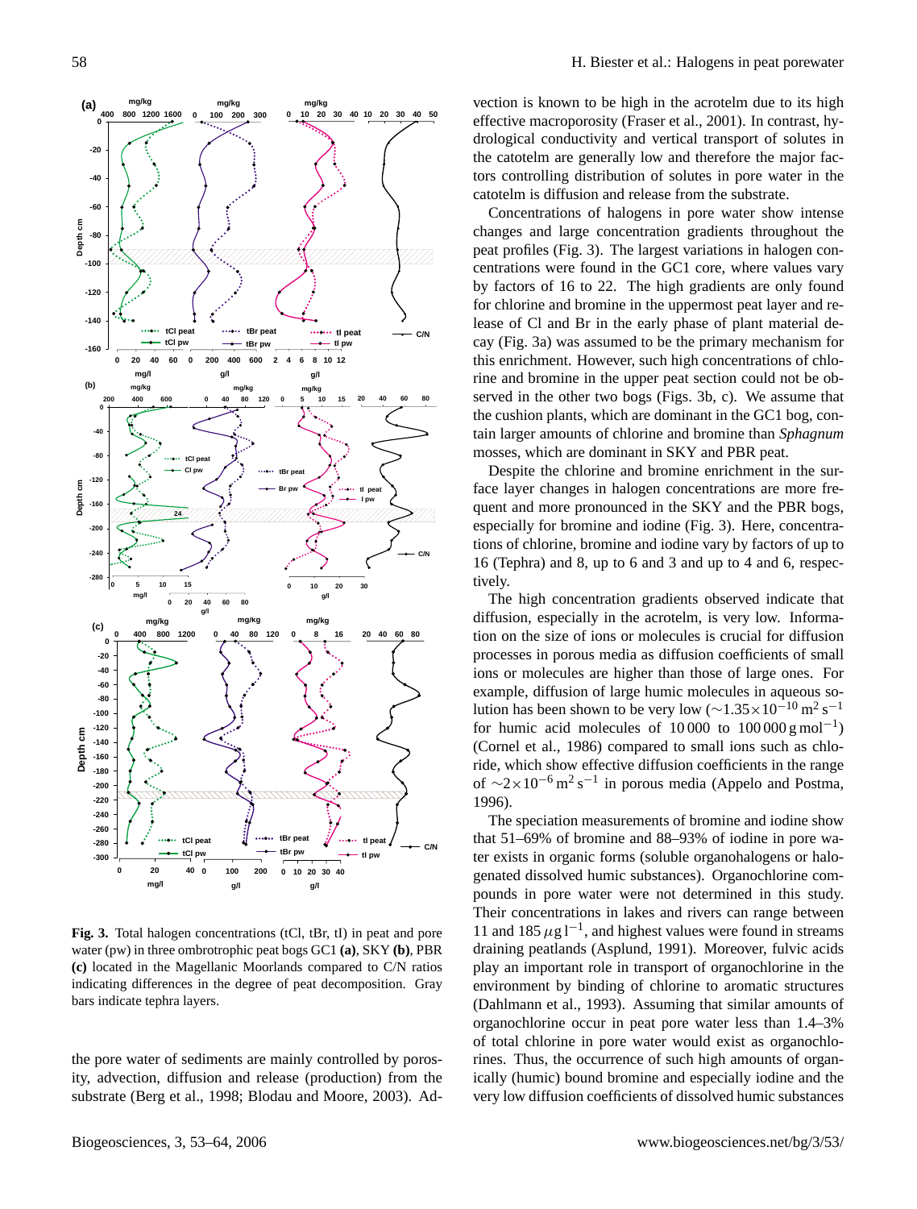**Fig. 3.** Total halogen concentrations (tCl, tBr, tI) in peat and pore water (pw) in three ombrotrophic peat bogs GC1 **(a)**, SKY **(b)**, PBR **(c)** located in the Magellanic Moorlands compared to C/N ratios indicating differences in the degree of peat decomposition. Gray bars indicate tephra layers.

the pore water of sediments are mainly controlled by porosity, advection, diffusion and release (production) from the substrate (Berg et al., 1998; Blodau and Moore, 2003). Advection is known to be high in the acrotelm due to its high effective macroporosity (Fraser et al., 2001). In contrast, hydrological conductivity and vertical transport of solutes in the catotelm are generally low and therefore the major factors controlling distribution of solutes in pore water in the catotelm is diffusion and release from the substrate.

Concentrations of halogens in pore water show intense changes and large concentration gradients throughout the peat profiles (Fig. 3). The largest variations in halogen concentrations were found in the GC1 core, where values vary by factors of 16 to 22. The high gradients are only found for chlorine and bromine in the uppermost peat layer and release of Cl and Br in the early phase of plant material decay (Fig. 3a) was assumed to be the primary mechanism for this enrichment. However, such high concentrations of chlorine and bromine in the upper peat section could not be observed in the other two bogs (Figs. 3b, c). We assume that the cushion plants, which are dominant in the GC1 bog, contain larger amounts of chlorine and bromine than *Sphagnum* mosses, which are dominant in SKY and PBR peat.

Despite the chlorine and bromine enrichment in the surface layer changes in halogen concentrations are more frequent and more pronounced in the SKY and the PBR bogs, especially for bromine and iodine (Fig. 3). Here, concentrations of chlorine, bromine and iodine vary by factors of up to 16 (Tephra) and 8, up to 6 and 3 and up to 4 and 6, respectively.

The high concentration gradients observed indicate that diffusion, especially in the acrotelm, is very low. Information on the size of ions or molecules is crucial for diffusion processes in porous media as diffusion coefficients of small ions or molecules are higher than those of large ones. For example, diffusion of large humic molecules in aqueous solution has been shown to be very low ($\sim 1.35 \times 10^{-10}$ m$^2$ s$^{-1}$ for humic acid molecules of 10 000 to 100 000 g mol$^{-1}$) (Cornel et al., 1986) compared to small ions such as chloride, which show effective diffusion coefficients in the range of $\sim 2 \times 10^{-6}$ m$^2$ s$^{-1}$ in porous media (Appelo and Postma, 1996).

The speciation measurements of bromine and iodine show that 51–69% of bromine and 88–93% of iodine in pore water exists in organic forms (soluble organohalogens or halogenated dissolved humic substances). Organochlorine compounds in pore water were not determined in this study. Their concentrations in lakes and rivers can range between 11 and 185 $\mu$g l$^{-1}$, and highest values were found in streams draining peatlands (Asplund, 1991). Moreover, fulvic acids play an important role in transport of organochlorine in the environment by binding of chlorine to aromatic structures (Dahlmann et al., 1993). Assuming that similar amounts of organochlorine occur in peat pore water less than 1.4–3% of total chlorine in pore water would exist as organochlorines. Thus, the occurrence of such high amounts of organically (humic) bound bromine and especially iodine and the very low diffusion coefficients of dissolved humic substances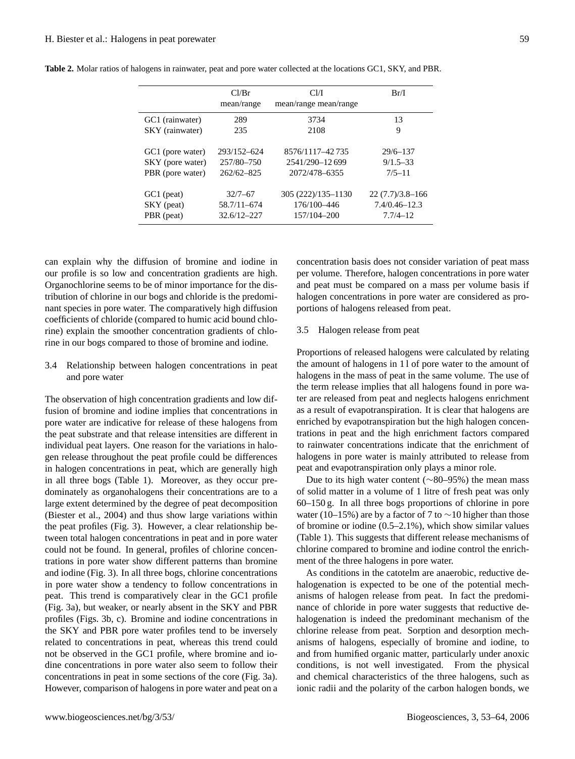**Table 2.** Molar ratios of halogens in rainwater, peat and pore water collected at the locations GC1, SKY, and PBR.

| | Cl/Br mean/range | Cl/I mean/range mean/range | Br/I |
|---|---|---|---|
| GC1 (rainwater) | 289 | 3734 | 13 |
| SKY (rainwater) | 235 | 2108 | 9 |
| GC1 (pore water) | 293/152–624 | 8576/1117–42 735 | 29/6–137 |
| SKY (pore water) | 257/80–750 | 2541/290–12 699 | 9/1.5–33 |
| PBR (pore water) | 262/62–825 | 2072/478–6355 | 7/5–11 |
| GC1 (peat) | 32/7–67 | 305 (222)/135–1130 | 22 (7.7)/3.8–166 |
| SKY (peat) | 58.7/11–674 | 176/100–446 | 7.4/0.46–12.3 |
| PBR (peat) | 32.6/12–227 | 157/104–200 | 7.7/4–12 |

can explain why the diffusion of bromine and iodine in our profile is so low and concentration gradients are high. Organochlorine seems to be of minor importance for the distribution of chlorine in our bogs and chloride is the predominant species in pore water. The comparatively high diffusion coefficients of chloride (compared to humic acid bound chlorine) explain the smoother concentration gradients of chlorine in our bogs compared to those of bromine and iodine.

### 3.4 Relationship between halogen concentrations in peat and pore water

The observation of high concentration gradients and low diffusion of bromine and iodine implies that concentrations in pore water are indicative for release of these halogens from the peat substrate and that release intensities are different in individual peat layers. One reason for the variations in halogen release throughout the peat profile could be differences in halogen concentrations in peat, which are generally high in all three bogs (Table 1). Moreover, as they occur predominately as organohalogens their concentrations are to a large extent determined by the degree of peat decomposition (Biester et al., 2004) and thus show large variations within the peat profiles (Fig. 3). However, a clear relationship between total halogen concentrations in peat and in pore water could not be found. In general, profiles of chlorine concentrations in pore water show different patterns than bromine and iodine (Fig. 3). In all three bogs, chlorine concentrations in pore water show a tendency to follow concentrations in peat. This trend is comparatively clear in the GC1 profile (Fig. 3a), but weaker, or nearly absent in the SKY and PBR profiles (Figs. 3b, c). Bromine and iodine concentrations in the SKY and PBR pore water profiles tend to be inversely related to concentrations in peat, whereas this trend could not be observed in the GC1 profile, where bromine and iodine concentrations in pore water also seem to follow their concentrations in peat in some sections of the core (Fig. 3a). However, comparison of halogens in pore water and peat on a concentration basis does not consider variation of peat mass per volume. Therefore, halogen concentrations in pore water and peat must be compared on a mass per volume basis if halogen concentrations in pore water are considered as proportions of halogens released from peat.

### 3.5 Halogen release from peat

Proportions of released halogens were calculated by relating the amount of halogens in 1 l of pore water to the amount of halogens in the mass of peat in the same volume. The use of the term release implies that all halogens found in pore water are released from peat and neglects halogens enrichment as a result of evapotranspiration. It is clear that halogens are enriched by evapotranspiration but the high halogen concentrations in peat and the high enrichment factors compared to rainwater concentrations indicate that the enrichment of halogens in pore water is mainly attributed to release from peat and evapotranspiration only plays a minor role.

Due to its high water content (∼80–95%) the mean mass of solid matter in a volume of 1 litre of fresh peat was only 60–150 g. In all three bogs proportions of chlorine in pore water (10–15%) are by a factor of 7 to ∼10 higher than those of bromine or iodine (0.5–2.1%), which show similar values (Table 1). This suggests that different release mechanisms of chlorine compared to bromine and iodine control the enrichment of the three halogens in pore water.

As conditions in the catotelm are anaerobic, reductive dehalogenation is expected to be one of the potential mechanisms of halogen release from peat. In fact the predominance of chloride in pore water suggests that reductive dehalogenation is indeed the predominant mechanism of the chlorine release from peat. Sorption and desorption mechanisms of halogens, especially of bromine and iodine, to and from humified organic matter, particularly under anoxic conditions, is not well investigated. From the physical and chemical characteristics of the three halogens, such as ionic radii and the polarity of the carbon halogen bonds, we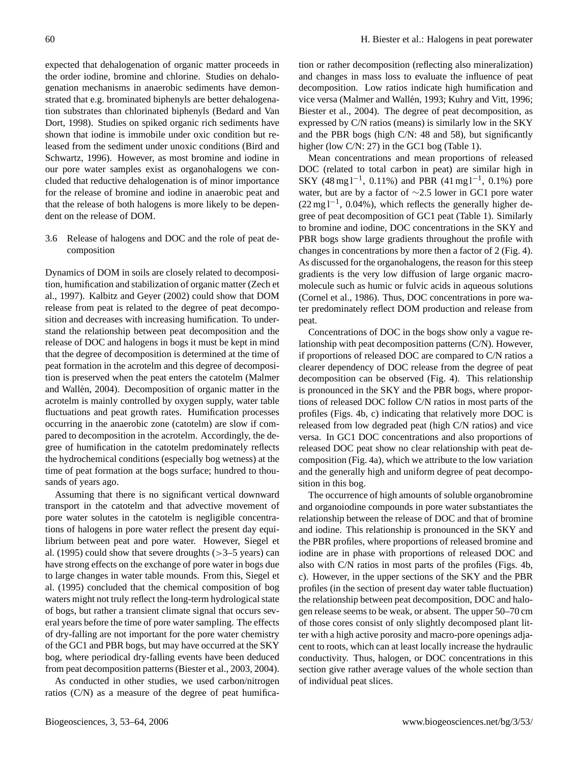expected that dehalogenation of organic matter proceeds in the order iodine, bromine and chlorine. Studies on dehalogenation mechanisms in anaerobic sediments have demonstrated that e.g. brominated biphenyls are better dehalogenation substrates than chlorinated biphenyls (Bedard and Van Dort, 1998). Studies on spiked organic rich sediments have shown that iodine is immobile under oxic condition but released from the sediment under unoxic conditions (Bird and Schwartz, 1996). However, as most bromine and iodine in our pore water samples exist as organohalogens we concluded that reductive dehalogenation is of minor importance for the release of bromine and iodine in anaerobic peat and that the release of both halogens is more likely to be dependent on the release of DOM.

### 3.6 Release of halogens and DOC and the role of peat decomposition

Dynamics of DOM in soils are closely related to decomposition, humification and stabilization of organic matter (Zech et al., 1997). Kalbitz and Geyer (2002) could show that DOM release from peat is related to the degree of peat decomposition and decreases with increasing humification. To understand the relationship between peat decomposition and the release of DOC and halogens in bogs it must be kept in mind that the degree of decomposition is determined at the time of peat formation in the acrotelm and this degree of decomposition is preserved when the peat enters the catotelm (Malmer and Wallén, 2004). Decomposition of organic matter in the acrotelm is mainly controlled by oxygen supply, water table fluctuations and peat growth rates. Humification processes occurring in the anaerobic zone (catotelm) are slow if compared to decomposition in the acrotelm. Accordingly, the degree of humification in the catotelm predominately reflects the hydrochemical conditions (especially bog wetness) at the time of peat formation at the bogs surface; hundred to thousands of years ago.

Assuming that there is no significant vertical downward transport in the catotelm and that advective movement of pore water solutes in the catotelm is negligible concentrations of halogens in pore water reflect the present day equilibrium between peat and pore water. However, Siegel et al. (1995) could show that severe droughts (>3–5 years) can have strong effects on the exchange of pore water in bogs due to large changes in water table mounds. From this, Siegel et al. (1995) concluded that the chemical composition of bog waters might not truly reflect the long-term hydrological state of bogs, but rather a transient climate signal that occurs several years before the time of pore water sampling. The effects of dry-falling are not important for the pore water chemistry of the GC1 and PBR bogs, but may have occurred at the SKY bog, where periodical dry-falling events have been deduced from peat decomposition patterns (Biester et al., 2003, 2004).

As conducted in other studies, we used carbon/nitrogen ratios (C/N) as a measure of the degree of peat humification or rather decomposition (reflecting also mineralization) and changes in mass loss to evaluate the influence of peat decomposition. Low ratios indicate high humification and vice versa (Malmer and Wallén, 1993; Kuhry and Vitt, 1996; Biester et al., 2004). The degree of peat decomposition, as expressed by C/N ratios (means) is similarly low in the SKY and the PBR bogs (high C/N: 48 and 58), but significantly higher (low C/N: 27) in the GC1 bog (Table 1).

Mean concentrations and mean proportions of released DOC (related to total carbon in peat) are similar high in SKY (48 mg $l^{-1}$, 0.11%) and PBR (41 mg $l^{-1}$, 0.1%) pore water, but are by a factor of ∼2.5 lower in GC1 pore water (22 mg $l^{-1}$, 0.04%), which reflects the generally higher degree of peat decomposition of GC1 peat (Table 1). Similarly to bromine and iodine, DOC concentrations in the SKY and PBR bogs show large gradients throughout the profile with changes in concentrations by more then a factor of 2 (Fig. 4). As discussed for the organohalogens, the reason for this steep gradients is the very low diffusion of large organic macromolecule such as humic or fulvic acids in aqueous solutions (Cornel et al., 1986). Thus, DOC concentrations in pore water predominately reflect DOM production and release from peat.

Concentrations of DOC in the bogs show only a vague relationship with peat decomposition patterns (C/N). However, if proportions of released DOC are compared to C/N ratios a clearer dependency of DOC release from the degree of peat decomposition can be observed (Fig. 4). This relationship is pronounced in the SKY and the PBR bogs, where proportions of released DOC follow C/N ratios in most parts of the profiles (Figs. 4b, c) indicating that relatively more DOC is released from low degraded peat (high C/N ratios) and vice versa. In GC1 DOC concentrations and also proportions of released DOC peat show no clear relationship with peat decomposition (Fig. 4a), which we attribute to the low variation and the generally high and uniform degree of peat decomposition in this bog.

The occurrence of high amounts of soluble organobromine and organoiodine compounds in pore water substantiates the relationship between the release of DOC and that of bromine and iodine. This relationship is pronounced in the SKY and the PBR profiles, where proportions of released bromine and iodine are in phase with proportions of released DOC and also with C/N ratios in most parts of the profiles (Figs. 4b, c). However, in the upper sections of the SKY and the PBR profiles (in the section of present day water table fluctuation) the relationship between peat decomposition, DOC and halogen release seems to be weak, or absent. The upper 50–70 cm of those cores consist of only slightly decomposed plant litter with a high active porosity and macro-pore openings adjacent to roots, which can at least locally increase the hydraulic conductivity. Thus, halogen, or DOC concentrations in this section give rather average values of the whole section than of individual peat slices.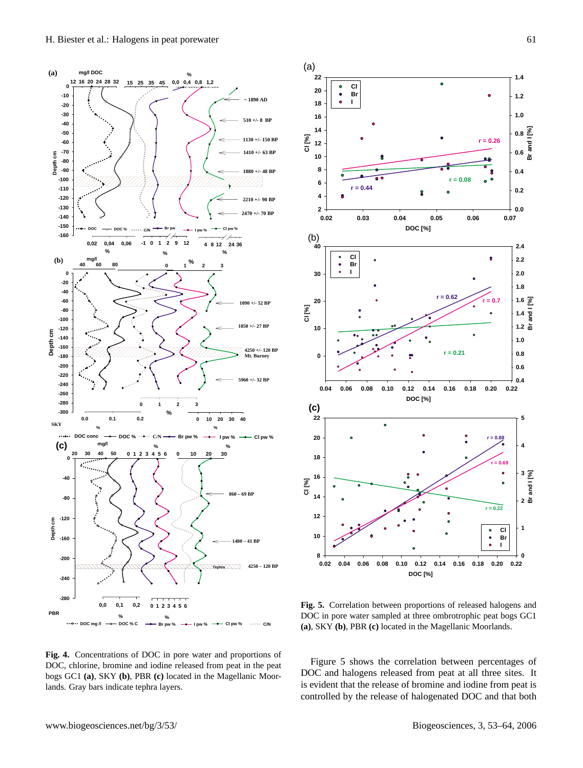**Fig. 4.** Concentrations of DOC in pore water and proportions of DOC, chlorine, bromine and iodine released from peat in the peat bogs GC1 **(a)**, SKY **(b)**, PBR **(c)** located in the Magellanic Moorlands. Gray bars indicate tephra layers.

**Fig. 5.** Correlation between proportions of released halogens and DOC in pore water sampled at three ombrotrophic peat bogs GC1 **(a)**, SKY **(b)**, PBR **(c)** located in the Magellanic Moorlands.

Figure 5 shows the correlation between percentages of DOC and halogens released from peat at all three sites. It is evident that the release of bromine and iodine from peat is controlled by the release of halogenated DOC and that both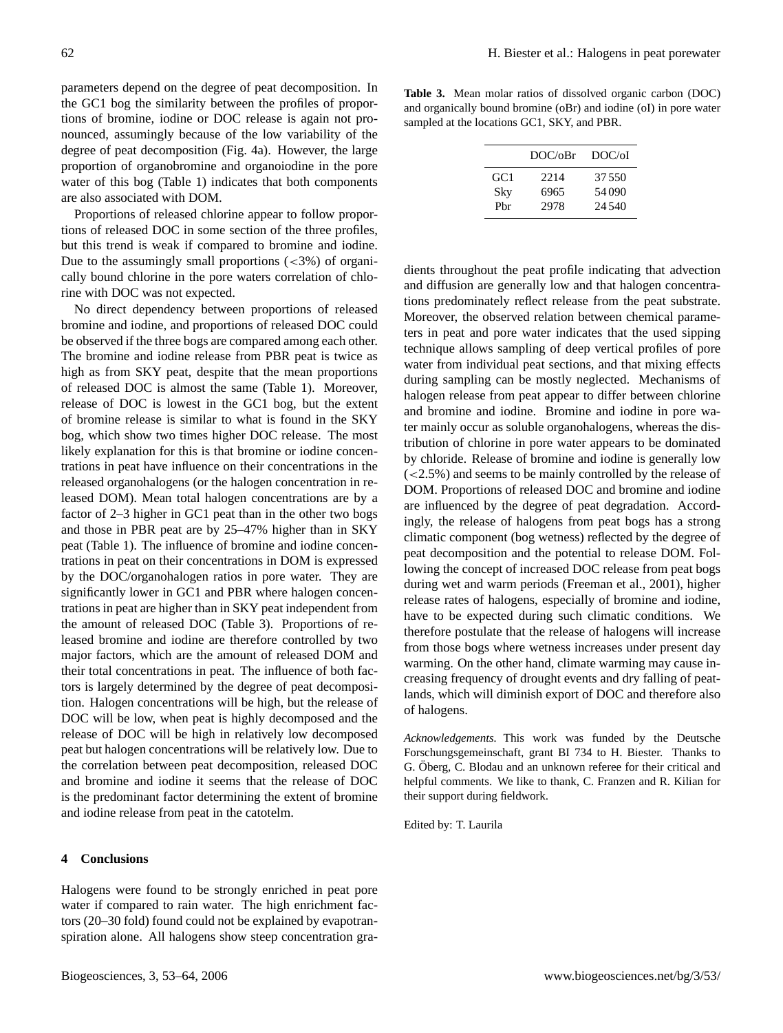parameters depend on the degree of peat decomposition. In the GC1 bog the similarity between the profiles of proportions of bromine, iodine or DOC release is again not pronounced, assumingly because of the low variability of the degree of peat decomposition (Fig. 4a). However, the large proportion of organobromine and organoiodine in the pore water of this bog (Table 1) indicates that both components are also associated with DOM.

Proportions of released chlorine appear to follow proportions of released DOC in some section of the three profiles, but this trend is weak if compared to bromine and iodine. Due to the assumingly small proportions (<3%) of organically bound chlorine in the pore waters correlation of chlorine with DOC was not expected.

No direct dependency between proportions of released bromine and iodine, and proportions of released DOC could be observed if the three bogs are compared among each other. The bromine and iodine release from PBR peat is twice as high as from SKY peat, despite that the mean proportions of released DOC is almost the same (Table 1). Moreover, release of DOC is lowest in the GC1 bog, but the extent of bromine release is similar to what is found in the SKY bog, which show two times higher DOC release. The most likely explanation for this is that bromine or iodine concentrations in peat have influence on their concentrations in the released organohalogens (or the halogen concentration in released DOM). Mean total halogen concentrations are by a factor of 2–3 higher in GC1 peat than in the other two bogs and those in PBR peat are by 25–47% higher than in SKY peat (Table 1). The influence of bromine and iodine concentrations in peat on their concentrations in DOM is expressed by the DOC/organohalogen ratios in pore water. They are significantly lower in GC1 and PBR where halogen concentrations in peat are higher than in SKY peat independent from the amount of released DOC (Table 3). Proportions of released bromine and iodine are therefore controlled by two major factors, which are the amount of released DOM and their total concentrations in peat. The influence of both factors is largely determined by the degree of peat decomposition. Halogen concentrations will be high, but the release of DOC will be low, when peat is highly decomposed and the release of DOC will be high in relatively low decomposed peat but halogen concentrations will be relatively low. Due to the correlation between peat decomposition, released DOC and bromine and iodine it seems that the release of DOC is the predominant factor determining the extent of bromine and iodine release from peat in the catotelm.

**Table 3.** Mean molar ratios of dissolved organic carbon (DOC) and organically bound bromine (oBr) and iodine (oI) in pore water sampled at the locations GC1, SKY, and PBR.

| | DOC/oBr | DOC/oI |
|---|---|---|
| GC1 | 2214 | 37 550 |
| Sky | 6965 | 54 090 |
| Pbr | 2978 | 24 540 |

## 4 Conclusions

Halogens were found to be strongly enriched in peat pore water if compared to rain water. The high enrichment factors (20–30 fold) found could not be explained by evapotranspiration alone. All halogens show steep concentration gradients throughout the peat profile indicating that advection and diffusion are generally low and that halogen concentrations predominately reflect release from the peat substrate. Moreover, the observed relation between chemical parameters in peat and pore water indicates that the used sipping technique allows sampling of deep vertical profiles of pore water from individual peat sections, and that mixing effects during sampling can be mostly neglected. Mechanisms of halogen release from peat appear to differ between chlorine and bromine and iodine. Bromine and iodine in pore water mainly occur as soluble organohalogens, whereas the distribution of chlorine in pore water appears to be dominated by chloride. Release of bromine and iodine is generally low (<2.5%) and seems to be mainly controlled by the release of DOM. Proportions of released DOC and bromine and iodine are influenced by the degree of peat degradation. Accordingly, the release of halogens from peat bogs has a strong climatic component (bog wetness) reflected by the degree of peat decomposition and the potential to release DOM. Following the concept of increased DOC release from peat bogs during wet and warm periods (Freeman et al., 2001), higher release rates of halogens, especially of bromine and iodine, have to be expected during such climatic conditions. We therefore postulate that the release of halogens will increase from those bogs where wetness increases under present day warming. On the other hand, climate warming may cause increasing frequency of drought events and dry falling of peatlands, which will diminish export of DOC and therefore also of halogens.

*Acknowledgements.* This work was funded by the Deutsche Forschungsgemeinschaft, grant BI 734 to H. Biester. Thanks to G. Öberg, C. Blodau and an unknown referee for their critical and helpful comments. We like to thank, C. Franzen and R. Kilian for their support during fieldwork.

Edited by: T. Laurila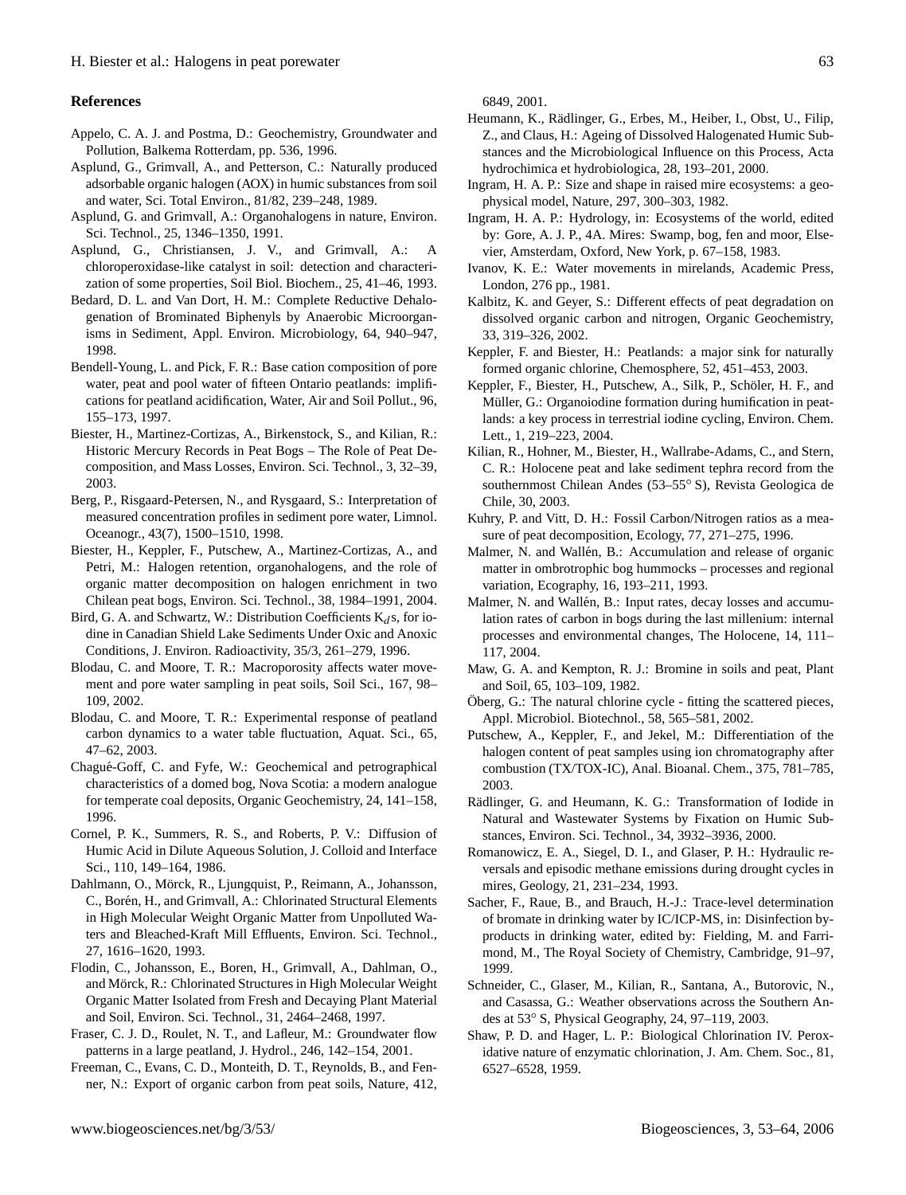## References

Appelo, C. A. J. and Postma, D.: Geochemistry, Groundwater and Pollution, Balkema Rotterdam, pp. 536, 1996.

Asplund, G., Grimvall, A., and Petterson, C.: Naturally produced adsorbable organic halogen (AOX) in humic substances from soil and water, Sci. Total Environ., 81/82, 239–248, 1989.

Asplund, G. and Grimvall, A.: Organohalogens in nature, Environ. Sci. Technol., 25, 1346–1350, 1991.

Asplund, G., Christiansen, J. V., and Grimvall, A.: A chloroperoxidase-like catalyst in soil: detection and characterization of some properties, Soil Biol. Biochem., 25, 41–46, 1993.

Bedard, D. L. and Van Dort, H. M.: Complete Reductive Dehalogenation of Brominated Biphenyls by Anaerobic Microorganisms in Sediment, Appl. Environ. Microbiology, 64, 940–947, 1998.

Bendell-Young, L. and Pick, F. R.: Base cation composition of pore water, peat and pool water of fifteen Ontario peatlands: implifications for peatland acidification, Water, Air and Soil Pollut., 96, 155–173, 1997.

Biester, H., Martinez-Cortizas, A., Birkenstock, S., and Kilian, R.: Historic Mercury Records in Peat Bogs – The Role of Peat Decomposition, and Mass Losses, Environ. Sci. Technol., 3, 32–39, 2003.

Berg, P., Risgaard-Petersen, N., and Rysgaard, S.: Interpretation of measured concentration profiles in sediment pore water, Limnol. Oceanogr., 43(7), 1500–1510, 1998.

Biester, H., Keppler, F., Putschew, A., Martinez-Cortizas, A., and Petri, M.: Halogen retention, organohalogens, and the role of organic matter decomposition on halogen enrichment in two Chilean peat bogs, Environ. Sci. Technol., 38, 1984–1991, 2004.

Bird, G. A. and Schwartz, W.: Distribution Coefficients $K_d$s, for iodine in Canadian Shield Lake Sediments Under Oxic and Anoxic Conditions, J. Environ. Radioactivity, 35/3, 261–279, 1996.

Blodau, C. and Moore, T. R.: Macroporosity affects water movement and pore water sampling in peat soils, Soil Sci., 167, 98–109, 2002.

Blodau, C. and Moore, T. R.: Experimental response of peatland carbon dynamics to a water table fluctuation, Aquat. Sci., 65, 47–62, 2003.

Chagué-Goff, C. and Fyfe, W.: Geochemical and petrographical characteristics of a domed bog, Nova Scotia: a modern analogue for temperate coal deposits, Organic Geochemistry, 24, 141–158, 1996.

Cornel, P. K., Summers, R. S., and Roberts, P. V.: Diffusion of Humic Acid in Dilute Aqueous Solution, J. Colloid and Interface Sci., 110, 149–164, 1986.

Dahlmann, O., Mörck, R., Ljungquist, P., Reimann, A., Johansson, C., Borén, H., and Grimvall, A.: Chlorinated Structural Elements in High Molecular Weight Organic Matter from Unpolluted Waters and Bleached-Kraft Mill Effluents, Environ. Sci. Technol., 27, 1616–1620, 1993.

Flodin, C., Johansson, E., Boren, H., Grimvall, A., Dahlman, O., and Mörck, R.: Chlorinated Structures in High Molecular Weight Organic Matter Isolated from Fresh and Decaying Plant Material and Soil, Environ. Sci. Technol., 31, 2464–2468, 1997.

Fraser, C. J. D., Roulet, N. T., and Lafleur, M.: Groundwater flow patterns in a large peatland, J. Hydrol., 246, 142–154, 2001.

Freeman, C., Evans, C. D., Monteith, D. T., Reynolds, B., and Fenner, N.: Export of organic carbon from peat soils, Nature, 412, 6849, 2001.

Heumann, K., Rädlinger, G., Erbes, M., Heiber, I., Obst, U., Filip, Z., and Claus, H.: Ageing of Dissolved Halogenated Humic Substances and the Microbiological Influence on this Process, Acta hydrochimica et hydrobiologica, 28, 193–201, 2000.

Ingram, H. A. P.: Size and shape in raised mire ecosystems: a geophysical model, Nature, 297, 300–303, 1982.

Ingram, H. A. P.: Hydrology, in: Ecosystems of the world, edited by: Gore, A. J. P., 4A. Mires: Swamp, bog, fen and moor, Elsevier, Amsterdam, Oxford, New York, p. 67–158, 1983.

Ivanov, K. E.: Water movements in mirelands, Academic Press, London, 276 pp., 1981.

Kalbitz, K. and Geyer, S.: Different effects of peat degradation on dissolved organic carbon and nitrogen, Organic Geochemistry, 33, 319–326, 2002.

Keppler, F. and Biester, H.: Peatlands: a major sink for naturally formed organic chlorine, Chemosphere, 52, 451–453, 2003.

Keppler, F., Biester, H., Putschew, A., Silk, P., Schöler, H. F., and Müller, G.: Organoiodine formation during humification in peatlands: a key process in terrestrial iodine cycling, Environ. Chem. Lett., 1, 219–223, 2004.

Kilian, R., Hohner, M., Biester, H., Wallrabe-Adams, C., and Stern, C. R.: Holocene peat and lake sediment tephra record from the southernmost Chilean Andes (53–55° S), Revista Geologica de Chile, 30, 2003.

Kuhry, P. and Vitt, D. H.: Fossil Carbon/Nitrogen ratios as a measure of peat decomposition, Ecology, 77, 271–275, 1996.

Malmer, N. and Wallén, B.: Accumulation and release of organic matter in ombrotrophic bog hummocks – processes and regional variation, Ecography, 16, 193–211, 1993.

Malmer, N. and Wallén, B.: Input rates, decay losses and accumulation rates of carbon in bogs during the last millenium: internal processes and environmental changes, The Holocene, 14, 111–117, 2004.

Maw, G. A. and Kempton, R. J.: Bromine in soils and peat, Plant and Soil, 65, 103–109, 1982.

Öberg, G.: The natural chlorine cycle - fitting the scattered pieces, Appl. Microbiol. Biotechnol., 58, 565–581, 2002.

Putschew, A., Keppler, F., and Jekel, M.: Differentiation of the halogen content of peat samples using ion chromatography after combustion (TX/TOX-IC), Anal. Bioanal. Chem., 375, 781–785, 2003.

Rädlinger, G. and Heumann, K. G.: Transformation of Iodide in Natural and Wastewater Systems by Fixation on Humic Substances, Environ. Sci. Technol., 34, 3932–3936, 2000.

Romanowicz, E. A., Siegel, D. I., and Glaser, P. H.: Hydraulic reversals and episodic methane emissions during drought cycles in mires, Geology, 21, 231–234, 1993.

Sacher, F., Raue, B., and Brauch, H.-J.: Trace-level determination of bromate in drinking water by IC/ICP-MS, in: Disinfection byproducts in drinking water, edited by: Fielding, M. and Farrimond, M., The Royal Society of Chemistry, Cambridge, 91–97, 1999.

Schneider, C., Glaser, M., Kilian, R., Santana, A., Butorovic, N., and Casassa, G.: Weather observations across the Southern Andes at 53° S, Physical Geography, 24, 97–119, 2003.

Shaw, P. D. and Hager, L. P.: Biological Chlorination IV. Peroxidative nature of enzymatic chlorination, J. Am. Chem. Soc., 81, 6527–6528, 1959.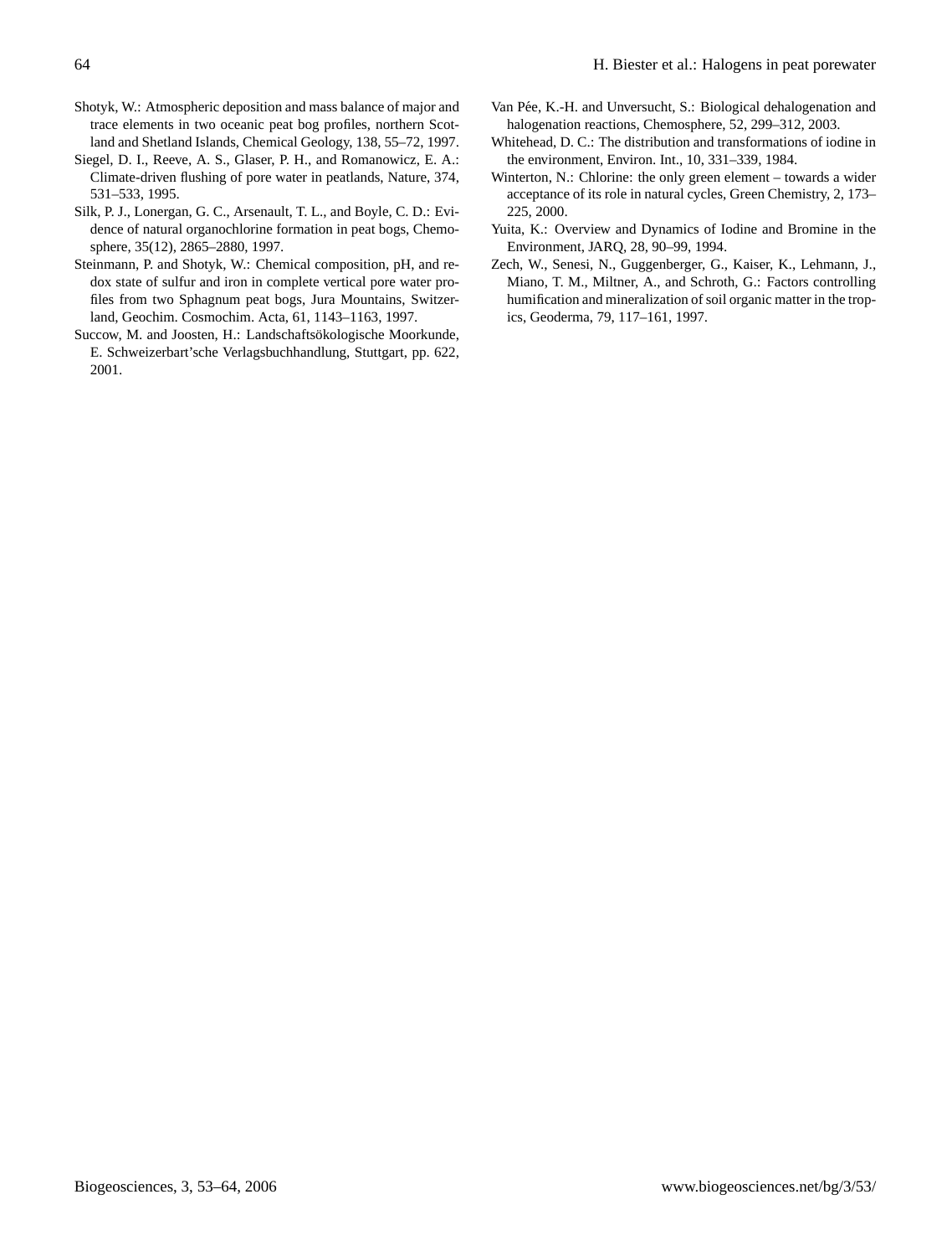Shotyk, W.: Atmospheric deposition and mass balance of major and trace elements in two oceanic peat bog profiles, northern Scotland and Shetland Islands, Chemical Geology, 138, 55–72, 1997.

Siegel, D. I., Reeve, A. S., Glaser, P. H., and Romanowicz, E. A.: Climate-driven flushing of pore water in peatlands, Nature, 374, 531–533, 1995.

Silk, P. J., Lonergan, G. C., Arsenault, T. L., and Boyle, C. D.: Evidence of natural organochlorine formation in peat bogs, Chemosphere, 35(12), 2865–2880, 1997.

Steinmann, P. and Shotyk, W.: Chemical composition, pH, and redox state of sulfur and iron in complete vertical pore water profiles from two Sphagnum peat bogs, Jura Mountains, Switzerland, Geochim. Cosmochim. Acta, 61, 1143–1163, 1997.

Succow, M. and Joosten, H.: Landschaftsökologische Moorkunde, E. Schweizerbart'sche Verlagsbuchhandlung, Stuttgart, pp. 622, 2001.

Van Pée, K.-H. and Unversucht, S.: Biological dehalogenation and halogenation reactions, Chemosphere, 52, 299–312, 2003.

Whitehead, D. C.: The distribution and transformations of iodine in the environment, Environ. Int., 10, 331–339, 1984.

Winterton, N.: Chlorine: the only green element – towards a wider acceptance of its role in natural cycles, Green Chemistry, 2, 173–225, 2000.

Yuita, K.: Overview and Dynamics of Iodine and Bromine in the Environment, JARQ, 28, 90–99, 1994.

Zech, W., Senesi, N., Guggenberger, G., Kaiser, K., Lehmann, J., Miano, T. M., Miltner, A., and Schroth, G.: Factors controlling humification and mineralization of soil organic matter in the tropics, Geoderma, 79, 117–161, 1997.